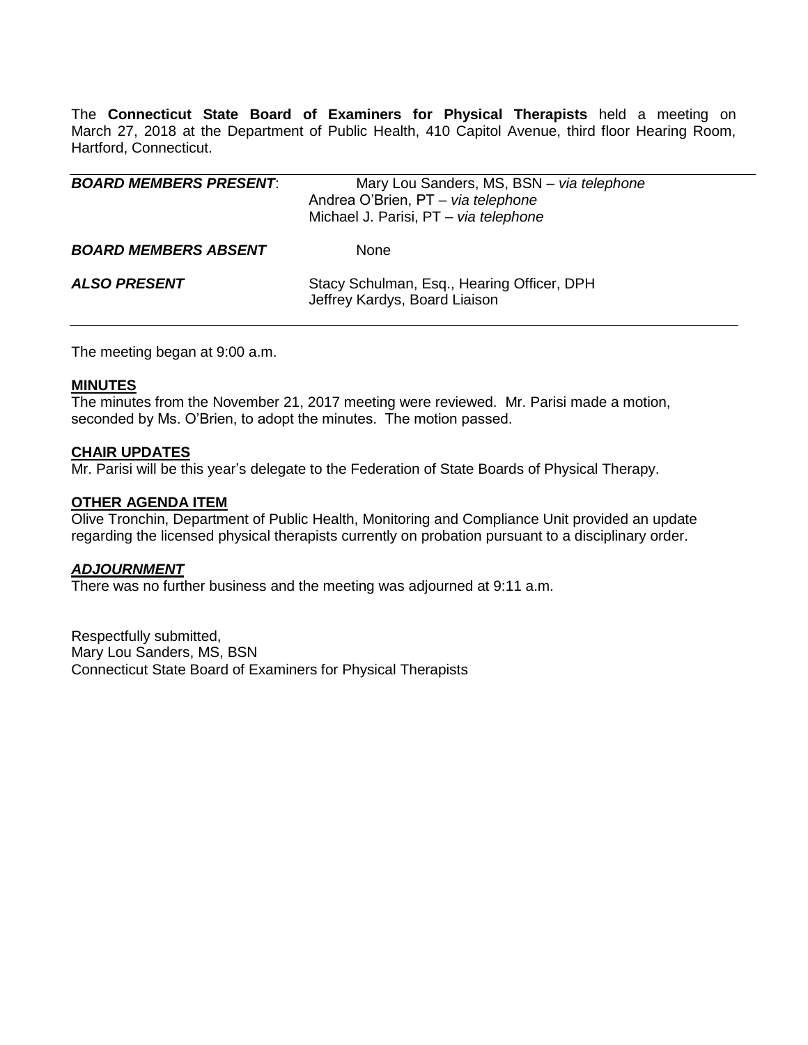The **Connecticut State Board of Examiners for Physical Therapists** held a meeting on March 27, 2018 at the Department of Public Health, 410 Capitol Avenue, third floor Hearing Room, Hartford, Connecticut.

| | |
|---|---|
| ***BOARD MEMBERS PRESENT*:** | Mary Lou Sanders, MS, BSN – *via telephone*<br>Andrea O'Brien, PT – *via telephone*<br>Michael J. Parisi, PT – *via telephone* |
| ***BOARD MEMBERS ABSENT*** | None |
| ***ALSO PRESENT*** | Stacy Schulman, Esq., Hearing Officer, DPH<br>Jeffrey Kardys, Board Liaison |

The meeting began at 9:00 a.m.

**MINUTES**

The minutes from the November 21, 2017 meeting were reviewed. Mr. Parisi made a motion, seconded by Ms. O'Brien, to adopt the minutes. The motion passed.

**CHAIR UPDATES**

Mr. Parisi will be this year's delegate to the Federation of State Boards of Physical Therapy.

**OTHER AGENDA ITEM**

Olive Tronchin, Department of Public Health, Monitoring and Compliance Unit provided an update regarding the licensed physical therapists currently on probation pursuant to a disciplinary order.

***ADJOURNMENT***

There was no further business and the meeting was adjourned at 9:11 a.m.

Respectfully submitted,
Mary Lou Sanders, MS, BSN
Connecticut State Board of Examiners for Physical Therapists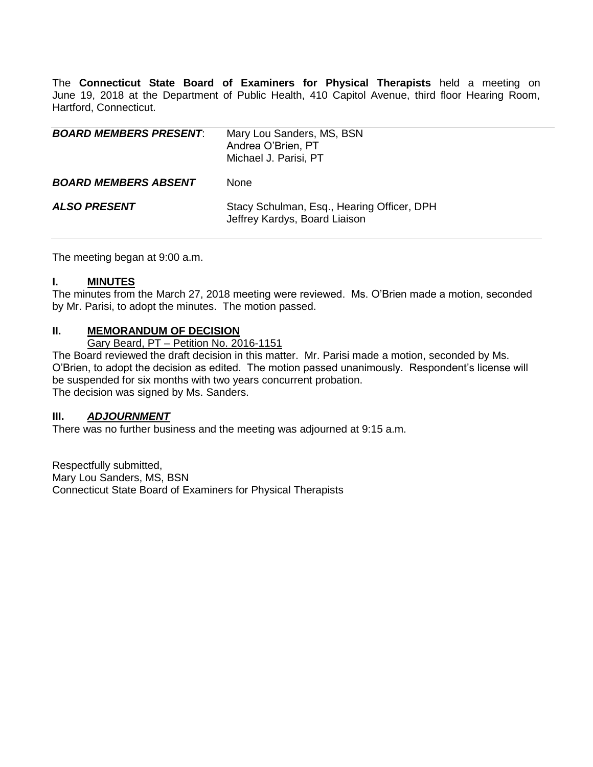The **Connecticut State Board of Examiners for Physical Therapists** held a meeting on June 19, 2018 at the Department of Public Health, 410 Capitol Avenue, third floor Hearing Room, Hartford, Connecticut.

| | |
|---|---|
| ***BOARD MEMBERS PRESENT***: | Mary Lou Sanders, MS, BSN<br>Andrea O'Brien, PT<br>Michael J. Parisi, PT |
| ***BOARD MEMBERS ABSENT*** | None |
| ***ALSO PRESENT*** | Stacy Schulman, Esq., Hearing Officer, DPH<br>Jeffrey Kardys, Board Liaison |

The meeting began at 9:00 a.m.

## I. MINUTES

The minutes from the March 27, 2018 meeting were reviewed. Ms. O'Brien made a motion, seconded by Mr. Parisi, to adopt the minutes. The motion passed.

## II. MEMORANDUM OF DECISION

Gary Beard, PT – Petition No. 2016-1151

The Board reviewed the draft decision in this matter. Mr. Parisi made a motion, seconded by Ms. O'Brien, to adopt the decision as edited. The motion passed unanimously. Respondent's license will be suspended for six months with two years concurrent probation.
The decision was signed by Ms. Sanders.

## III. *ADJOURNMENT*

There was no further business and the meeting was adjourned at 9:15 a.m.

Respectfully submitted,
Mary Lou Sanders, MS, BSN
Connecticut State Board of Examiners for Physical Therapists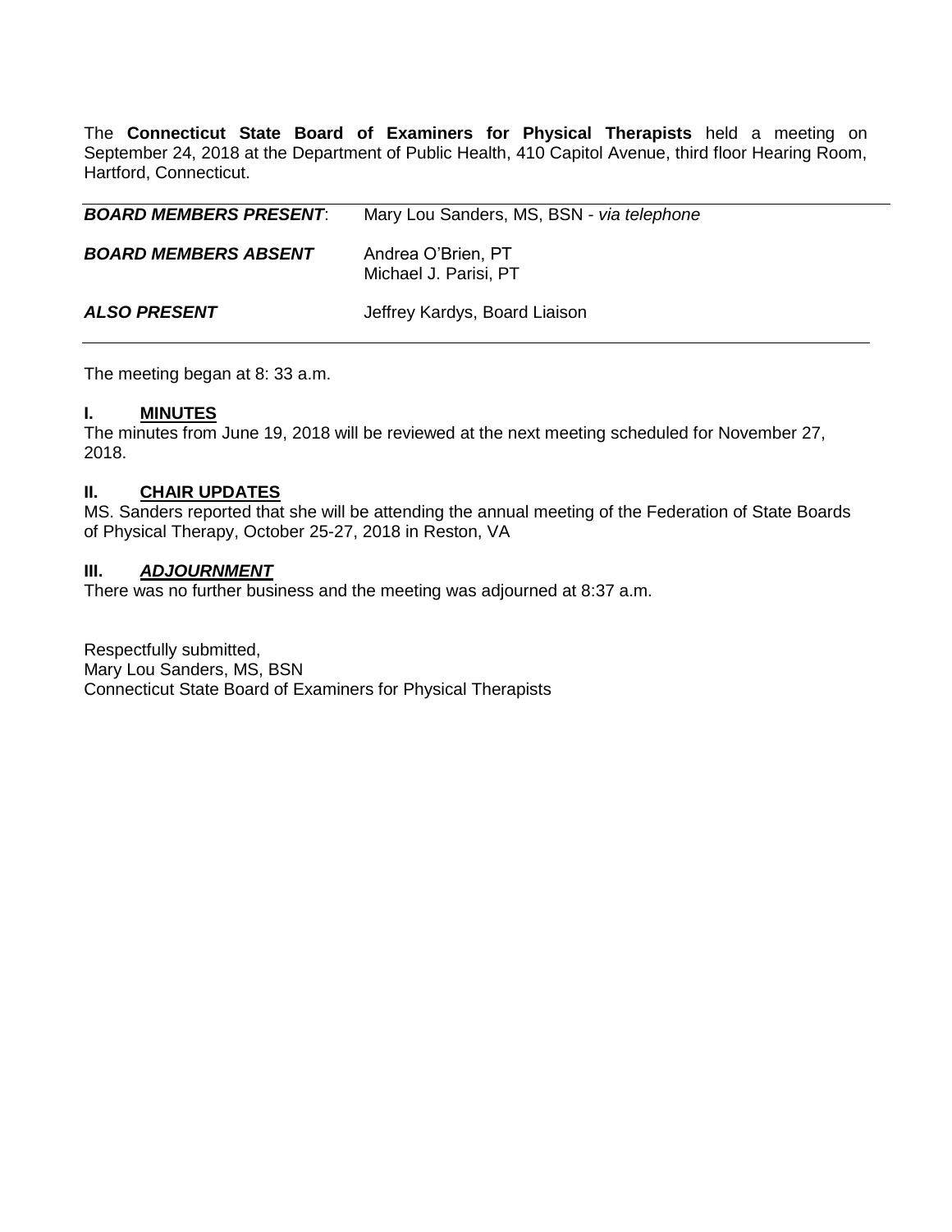The **Connecticut State Board of Examiners for Physical Therapists** held a meeting on September 24, 2018 at the Department of Public Health, 410 Capitol Avenue, third floor Hearing Room, Hartford, Connecticut.

| | |
|---|---|
| ***BOARD MEMBERS PRESENT***: | Mary Lou Sanders, MS, BSN - *via telephone* |
| ***BOARD MEMBERS ABSENT*** | Andrea O'Brien, PT<br>Michael J. Parisi, PT |
| ***ALSO PRESENT*** | Jeffrey Kardys, Board Liaison |

The meeting began at 8: 33 a.m.

## I. MINUTES

The minutes from June 19, 2018 will be reviewed at the next meeting scheduled for November 27, 2018.

## II. CHAIR UPDATES

MS. Sanders reported that she will be attending the annual meeting of the Federation of State Boards of Physical Therapy, October 25-27, 2018 in Reston, VA

## III. *ADJOURNMENT*

There was no further business and the meeting was adjourned at 8:37 a.m.

Respectfully submitted,
Mary Lou Sanders, MS, BSN
Connecticut State Board of Examiners for Physical Therapists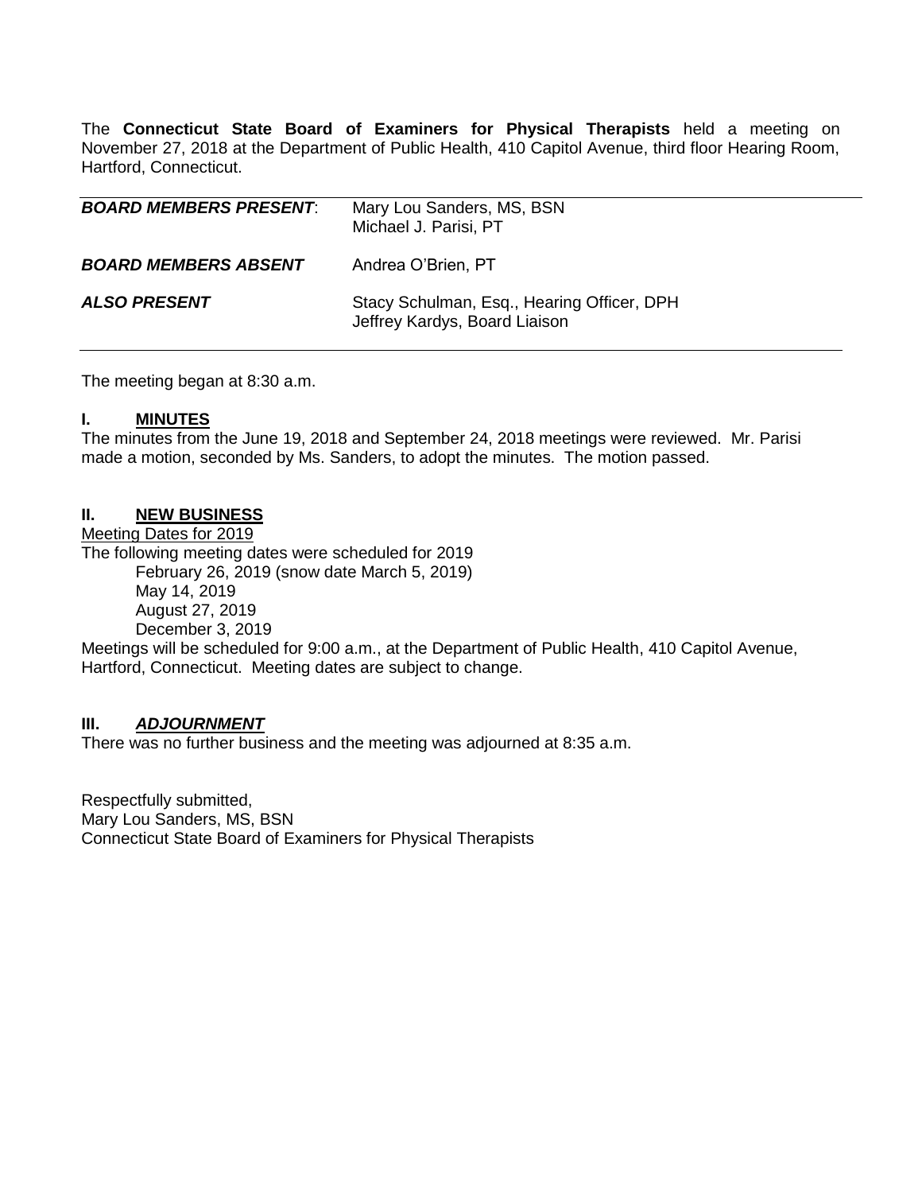The **Connecticut State Board of Examiners for Physical Therapists** held a meeting on November 27, 2018 at the Department of Public Health, 410 Capitol Avenue, third floor Hearing Room, Hartford, Connecticut.

| | |
|---|---|
| ***BOARD MEMBERS PRESENT***: | Mary Lou Sanders, MS, BSN<br>Michael J. Parisi, PT |
| ***BOARD MEMBERS ABSENT*** | Andrea O'Brien, PT |
| ***ALSO PRESENT*** | Stacy Schulman, Esq., Hearing Officer, DPH<br>Jeffrey Kardys, Board Liaison |

The meeting began at 8:30 a.m.

## I. MINUTES

The minutes from the June 19, 2018 and September 24, 2018 meetings were reviewed. Mr. Parisi made a motion, seconded by Ms. Sanders, to adopt the minutes. The motion passed.

## II. NEW BUSINESS

Meeting Dates for 2019

The following meeting dates were scheduled for 2019

- February 26, 2019 (snow date March 5, 2019)
- May 14, 2019
- August 27, 2019
- December 3, 2019

Meetings will be scheduled for 9:00 a.m., at the Department of Public Health, 410 Capitol Avenue, Hartford, Connecticut. Meeting dates are subject to change.

## III. *ADJOURNMENT*

There was no further business and the meeting was adjourned at 8:35 a.m.

Respectfully submitted,
Mary Lou Sanders, MS, BSN
Connecticut State Board of Examiners for Physical Therapists